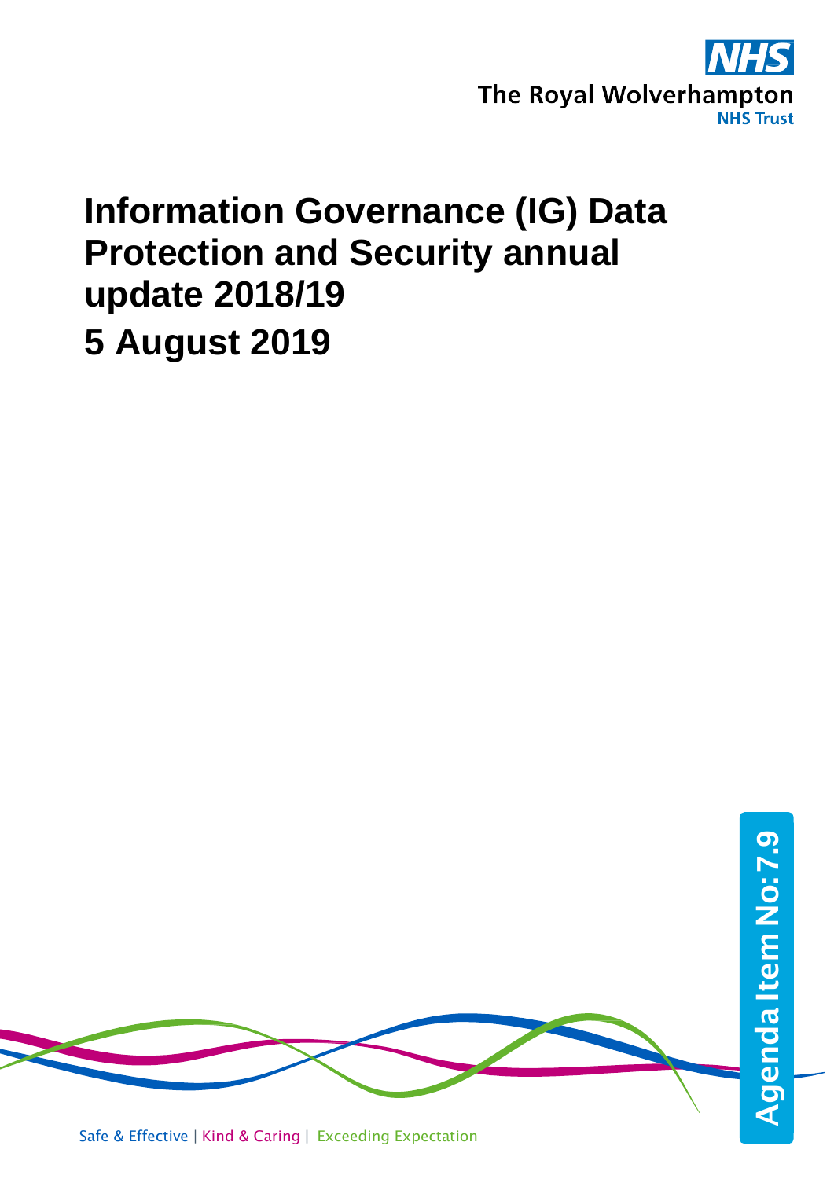The Royal Wolverhampton NHS Trust

# Information Governance (IG) Data Protection and Security annual update 2018/19

# 5 August 2019

Agenda Item No: 7.9

Safe & Effective | Kind & Caring | Exceeding Expectation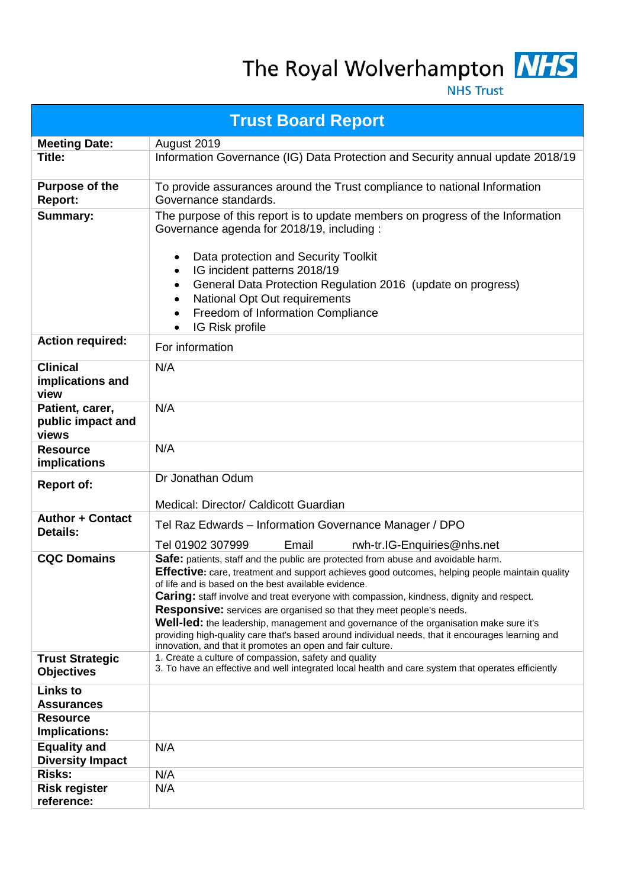The Royal Wolverhampton **NHS**
NHS Trust

# Trust Board Report

| | |
|---|---|
| **Meeting Date:** | August 2019 |
| **Title:** | Information Governance (IG) Data Protection and Security annual update 2018/19 |
| **Purpose of the Report:** | To provide assurances around the Trust compliance to national Information Governance standards. |
| **Summary:** | The purpose of this report is to update members on progress of the Information Governance agenda for 2018/19, including :<br><br>• Data protection and Security Toolkit<br>• IG incident patterns 2018/19<br>• General Data Protection Regulation 2016 (update on progress)<br>• National Opt Out requirements<br>• Freedom of Information Compliance<br>• IG Risk profile |
| **Action required:** | For information |
| **Clinical implications and view** | N/A |
| **Patient, carer, public impact and views** | N/A |
| **Resource implications** | N/A |
| **Report of:** | Dr Jonathan Odum<br><br>Medical: Director/ Caldicott Guardian |
| **Author + Contact Details:** | Tel Raz Edwards – Information Governance Manager / DPO<br><br>Tel 01902 307999 Email rwh-tr.IG-Enquiries@nhs.net |
| **CQC Domains** | **Safe:** patients, staff and the public are protected from abuse and avoidable harm.<br>**Effective:** care, treatment and support achieves good outcomes, helping people maintain quality of life and is based on the best available evidence.<br>**Caring:** staff involve and treat everyone with compassion, kindness, dignity and respect.<br>**Responsive:** services are organised so that they meet people's needs.<br>**Well-led:** the leadership, management and governance of the organisation make sure it's providing high-quality care that's based around individual needs, that it encourages learning and innovation, and that it promotes an open and fair culture. |
| **Trust Strategic Objectives** | 1. Create a culture of compassion, safety and quality<br>3. To have an effective and well integrated local health and care system that operates efficiently |
| **Links to Assurances** | |
| **Resource Implications:** | |
| **Equality and Diversity Impact** | N/A |
| **Risks:** | N/A |
| **Risk register reference:** | N/A |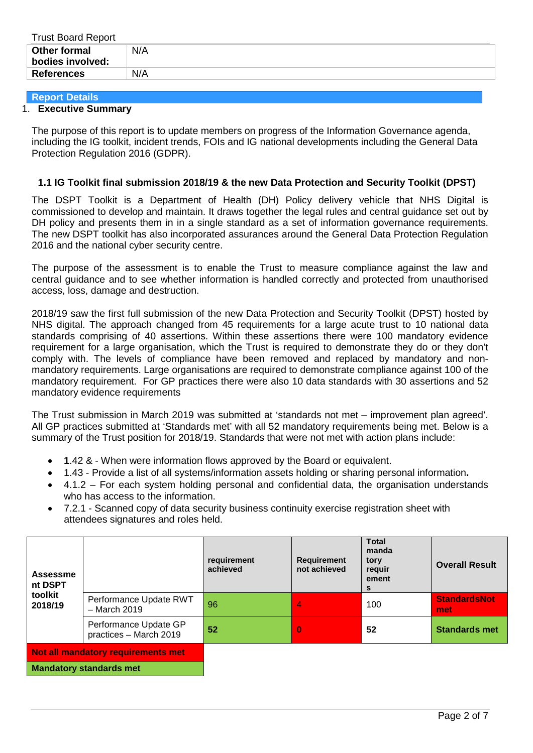Trust Board Report

| Other formal bodies involved: | N/A |
|---|---|
| References | N/A |

**Report Details**

1. **Executive Summary**

The purpose of this report is to update members on progress of the Information Governance agenda, including the IG toolkit, incident trends, FOIs and IG national developments including the General Data Protection Regulation 2016 (GDPR).

### 1.1 IG Toolkit final submission 2018/19 & the new Data Protection and Security Toolkit (DPST)

The DSPT Toolkit is a Department of Health (DH) Policy delivery vehicle that NHS Digital is commissioned to develop and maintain. It draws together the legal rules and central guidance set out by DH policy and presents them in in a single standard as a set of information governance requirements. The new DSPT toolkit has also incorporated assurances around the General Data Protection Regulation 2016 and the national cyber security centre.

The purpose of the assessment is to enable the Trust to measure compliance against the law and central guidance and to see whether information is handled correctly and protected from unauthorised access, loss, damage and destruction.

2018/19 saw the first full submission of the new Data Protection and Security Toolkit (DPST) hosted by NHS digital. The approach changed from 45 requirements for a large acute trust to 10 national data standards comprising of 40 assertions. Within these assertions there were 100 mandatory evidence requirement for a large organisation, which the Trust is required to demonstrate they do or they don't comply with. The levels of compliance have been removed and replaced by mandatory and non-mandatory requirements. Large organisations are required to demonstrate compliance against 100 of the mandatory requirement. For GP practices there were also 10 data standards with 30 assertions and 52 mandatory evidence requirements

The Trust submission in March 2019 was submitted at 'standards not met – improvement plan agreed'. All GP practices submitted at 'Standards met' with all 52 mandatory requirements being met. Below is a summary of the Trust position for 2018/19. Standards that were not met with action plans include:

- **1**.42 & - When were information flows approved by the Board or equivalent.
- 1.43 - Provide a list of all systems/information assets holding or sharing personal information**.**
- 4.1.2 – For each system holding personal and confidential data, the organisation understands who has access to the information.
- 7.2.1 - Scanned copy of data security business continuity exercise registration sheet with attendees signatures and roles held.

| Assessment DSPT toolkit 2018/19 | | requirement achieved | Requirement not achieved | Total mandatory requirements | Overall Result |
|---|---|---|---|---|---|
| | Performance Update RWT – March 2019 | 96 | 4 | 100 | **StandardsNot met** |
| | Performance Update GP practices – March 2019 | **52** | **0** | **52** | **Standards met** |

**Not all mandatory requirements met**

**Mandatory standards met**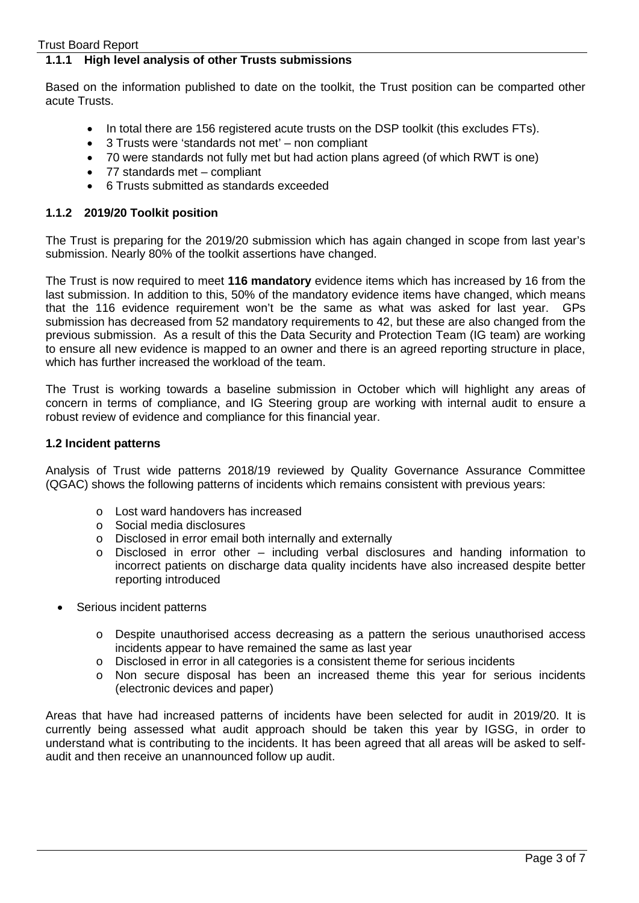### 1.1.1 High level analysis of other Trusts submissions

Based on the information published to date on the toolkit, the Trust position can be comparted other acute Trusts.

- In total there are 156 registered acute trusts on the DSP toolkit (this excludes FTs).
- 3 Trusts were 'standards not met' – non compliant
- 70 were standards not fully met but had action plans agreed (of which RWT is one)
- 77 standards met – compliant
- 6 Trusts submitted as standards exceeded

### 1.1.2 2019/20 Toolkit position

The Trust is preparing for the 2019/20 submission which has again changed in scope from last year's submission. Nearly 80% of the toolkit assertions have changed.

The Trust is now required to meet **116 mandatory** evidence items which has increased by 16 from the last submission. In addition to this, 50% of the mandatory evidence items have changed, which means that the 116 evidence requirement won't be the same as what was asked for last year. GPs submission has decreased from 52 mandatory requirements to 42, but these are also changed from the previous submission. As a result of this the Data Security and Protection Team (IG team) are working to ensure all new evidence is mapped to an owner and there is an agreed reporting structure in place, which has further increased the workload of the team.

The Trust is working towards a baseline submission in October which will highlight any areas of concern in terms of compliance, and IG Steering group are working with internal audit to ensure a robust review of evidence and compliance for this financial year.

### 1.2 Incident patterns

Analysis of Trust wide patterns 2018/19 reviewed by Quality Governance Assurance Committee (QGAC) shows the following patterns of incidents which remains consistent with previous years:

- Lost ward handovers has increased
- Social media disclosures
- Disclosed in error email both internally and externally
- Disclosed in error other – including verbal disclosures and handing information to incorrect patients on discharge data quality incidents have also increased despite better reporting introduced

- Serious incident patterns
  - Despite unauthorised access decreasing as a pattern the serious unauthorised access incidents appear to have remained the same as last year
  - Disclosed in error in all categories is a consistent theme for serious incidents
  - Non secure disposal has been an increased theme this year for serious incidents (electronic devices and paper)

Areas that have had increased patterns of incidents have been selected for audit in 2019/20. It is currently being assessed what audit approach should be taken this year by IGSG, in order to understand what is contributing to the incidents. It has been agreed that all areas will be asked to self-audit and then receive an unannounced follow up audit.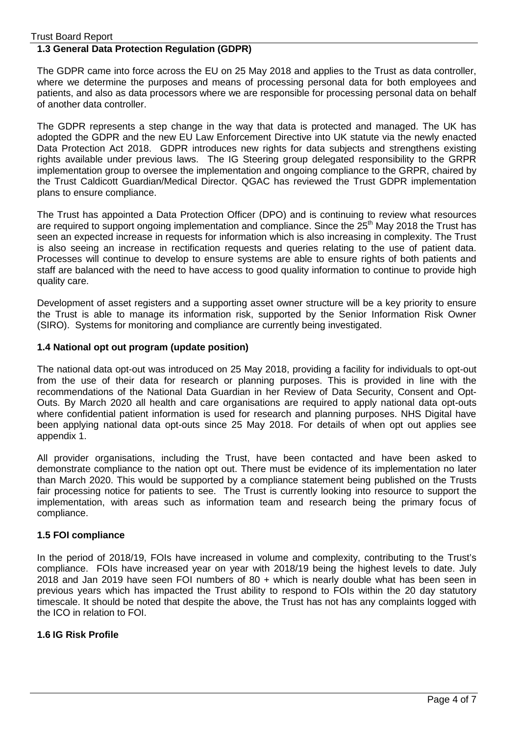### 1.3 General Data Protection Regulation (GDPR)

The GDPR came into force across the EU on 25 May 2018 and applies to the Trust as data controller, where we determine the purposes and means of processing personal data for both employees and patients, and also as data processors where we are responsible for processing personal data on behalf of another data controller.

The GDPR represents a step change in the way that data is protected and managed. The UK has adopted the GDPR and the new EU Law Enforcement Directive into UK statute via the newly enacted Data Protection Act 2018. GDPR introduces new rights for data subjects and strengthens existing rights available under previous laws. The IG Steering group delegated responsibility to the GRPR implementation group to oversee the implementation and ongoing compliance to the GRPR, chaired by the Trust Caldicott Guardian/Medical Director. QGAC has reviewed the Trust GDPR implementation plans to ensure compliance.

The Trust has appointed a Data Protection Officer (DPO) and is continuing to review what resources are required to support ongoing implementation and compliance. Since the 25th May 2018 the Trust has seen an expected increase in requests for information which is also increasing in complexity. The Trust is also seeing an increase in rectification requests and queries relating to the use of patient data. Processes will continue to develop to ensure systems are able to ensure rights of both patients and staff are balanced with the need to have access to good quality information to continue to provide high quality care.

Development of asset registers and a supporting asset owner structure will be a key priority to ensure the Trust is able to manage its information risk, supported by the Senior Information Risk Owner (SIRO). Systems for monitoring and compliance are currently being investigated.

### 1.4 National opt out program (update position)

The national data opt-out was introduced on 25 May 2018, providing a facility for individuals to opt-out from the use of their data for research or planning purposes. This is provided in line with the recommendations of the National Data Guardian in her Review of Data Security, Consent and Opt-Outs. By March 2020 all health and care organisations are required to apply national data opt-outs where confidential patient information is used for research and planning purposes. NHS Digital have been applying national data opt-outs since 25 May 2018. For details of when opt out applies see appendix 1.

All provider organisations, including the Trust, have been contacted and have been asked to demonstrate compliance to the nation opt out. There must be evidence of its implementation no later than March 2020. This would be supported by a compliance statement being published on the Trusts fair processing notice for patients to see. The Trust is currently looking into resource to support the implementation, with areas such as information team and research being the primary focus of compliance.

### 1.5 FOI compliance

In the period of 2018/19, FOIs have increased in volume and complexity, contributing to the Trust's compliance. FOIs have increased year on year with 2018/19 being the highest levels to date. July 2018 and Jan 2019 have seen FOI numbers of 80 + which is nearly double what has been seen in previous years which has impacted the Trust ability to respond to FOIs within the 20 day statutory timescale. It should be noted that despite the above, the Trust has not has any complaints logged with the ICO in relation to FOI.

### 1.6 IG Risk Profile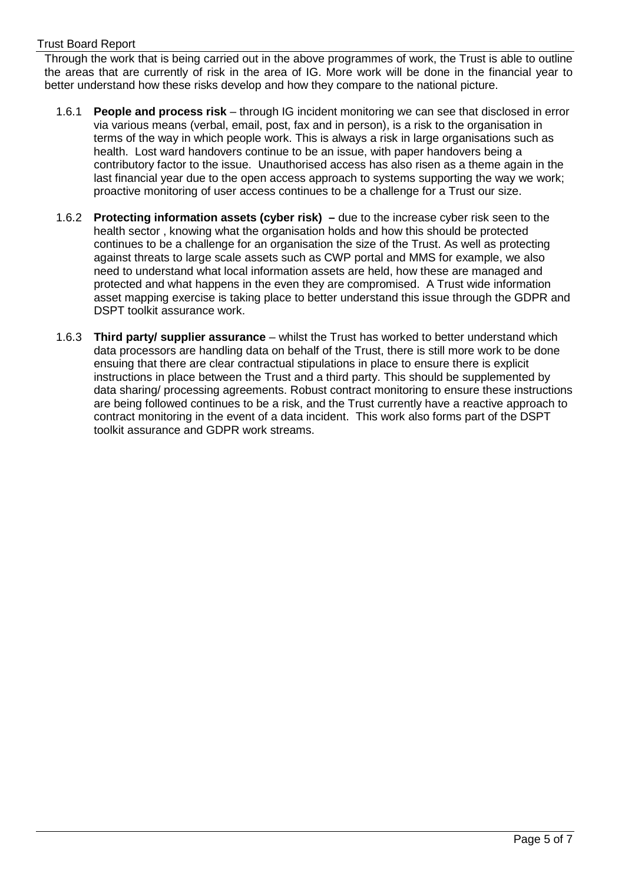Through the work that is being carried out in the above programmes of work, the Trust is able to outline the areas that are currently of risk in the area of IG. More work will be done in the financial year to better understand how these risks develop and how they compare to the national picture.

1.6.1 **People and process risk** – through IG incident monitoring we can see that disclosed in error via various means (verbal, email, post, fax and in person), is a risk to the organisation in terms of the way in which people work. This is always a risk in large organisations such as health. Lost ward handovers continue to be an issue, with paper handovers being a contributory factor to the issue. Unauthorised access has also risen as a theme again in the last financial year due to the open access approach to systems supporting the way we work; proactive monitoring of user access continues to be a challenge for a Trust our size.

1.6.2 **Protecting information assets (cyber risk) –** due to the increase cyber risk seen to the health sector , knowing what the organisation holds and how this should be protected continues to be a challenge for an organisation the size of the Trust. As well as protecting against threats to large scale assets such as CWP portal and MMS for example, we also need to understand what local information assets are held, how these are managed and protected and what happens in the even they are compromised. A Trust wide information asset mapping exercise is taking place to better understand this issue through the GDPR and DSPT toolkit assurance work.

1.6.3 **Third party/ supplier assurance** – whilst the Trust has worked to better understand which data processors are handling data on behalf of the Trust, there is still more work to be done ensuing that there are clear contractual stipulations in place to ensure there is explicit instructions in place between the Trust and a third party. This should be supplemented by data sharing/ processing agreements. Robust contract monitoring to ensure these instructions are being followed continues to be a risk, and the Trust currently have a reactive approach to contract monitoring in the event of a data incident. This work also forms part of the DSPT toolkit assurance and GDPR work streams.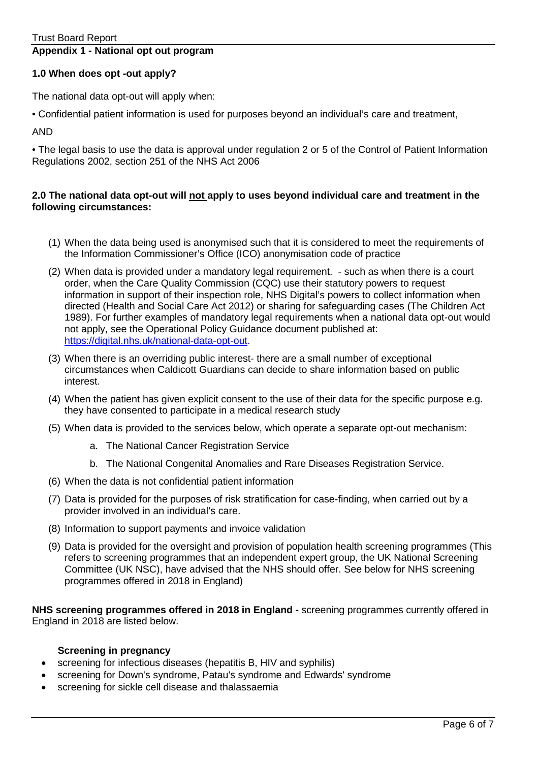**Appendix 1 - National opt out program**

**1.0 When does opt -out apply?**

The national data opt-out will apply when:

• Confidential patient information is used for purposes beyond an individual's care and treatment,

AND

• The legal basis to use the data is approval under regulation 2 or 5 of the Control of Patient Information Regulations 2002, section 251 of the NHS Act 2006

**2.0 The national data opt-out will not apply to uses beyond individual care and treatment in the following circumstances:**

(1) When the data being used is anonymised such that it is considered to meet the requirements of the Information Commissioner's Office (ICO) anonymisation code of practice

(2) When data is provided under a mandatory legal requirement. - such as when there is a court order, when the Care Quality Commission (CQC) use their statutory powers to request information in support of their inspection role, NHS Digital's powers to collect information when directed (Health and Social Care Act 2012) or sharing for safeguarding cases (The Children Act 1989). For further examples of mandatory legal requirements when a national data opt-out would not apply, see the Operational Policy Guidance document published at: https://digital.nhs.uk/national-data-opt-out.

(3) When there is an overriding public interest- there are a small number of exceptional circumstances when Caldicott Guardians can decide to share information based on public interest.

(4) When the patient has given explicit consent to the use of their data for the specific purpose e.g. they have consented to participate in a medical research study

(5) When data is provided to the services below, which operate a separate opt-out mechanism:

   a. The National Cancer Registration Service

   b. The National Congenital Anomalies and Rare Diseases Registration Service.

(6) When the data is not confidential patient information

(7) Data is provided for the purposes of risk stratification for case-finding, when carried out by a provider involved in an individual's care.

(8) Information to support payments and invoice validation

(9) Data is provided for the oversight and provision of population health screening programmes (This refers to screening programmes that an independent expert group, the UK National Screening Committee (UK NSC), have advised that the NHS should offer. See below for NHS screening programmes offered in 2018 in England)

**NHS screening programmes offered in 2018 in England -** screening programmes currently offered in England in 2018 are listed below.

**Screening in pregnancy**

- screening for infectious diseases (hepatitis B, HIV and syphilis)
- screening for Down's syndrome, Patau's syndrome and Edwards' syndrome
- screening for sickle cell disease and thalassaemia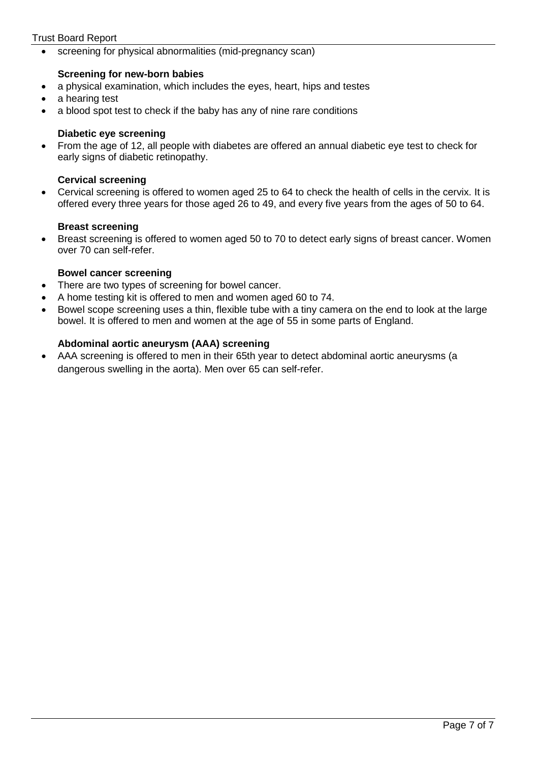- screening for physical abnormalities (mid-pregnancy scan)

**Screening for new-born babies**

- a physical examination, which includes the eyes, heart, hips and testes
- a hearing test
- a blood spot test to check if the baby has any of nine rare conditions

**Diabetic eye screening**

- From the age of 12, all people with diabetes are offered an annual diabetic eye test to check for early signs of diabetic retinopathy.

**Cervical screening**

- Cervical screening is offered to women aged 25 to 64 to check the health of cells in the cervix. It is offered every three years for those aged 26 to 49, and every five years from the ages of 50 to 64.

**Breast screening**

- Breast screening is offered to women aged 50 to 70 to detect early signs of breast cancer. Women over 70 can self-refer.

**Bowel cancer screening**

- There are two types of screening for bowel cancer.
- A home testing kit is offered to men and women aged 60 to 74.
- Bowel scope screening uses a thin, flexible tube with a tiny camera on the end to look at the large bowel. It is offered to men and women at the age of 55 in some parts of England.

**Abdominal aortic aneurysm (AAA) screening**

- AAA screening is offered to men in their 65th year to detect abdominal aortic aneurysms (a dangerous swelling in the aorta). Men over 65 can self-refer.